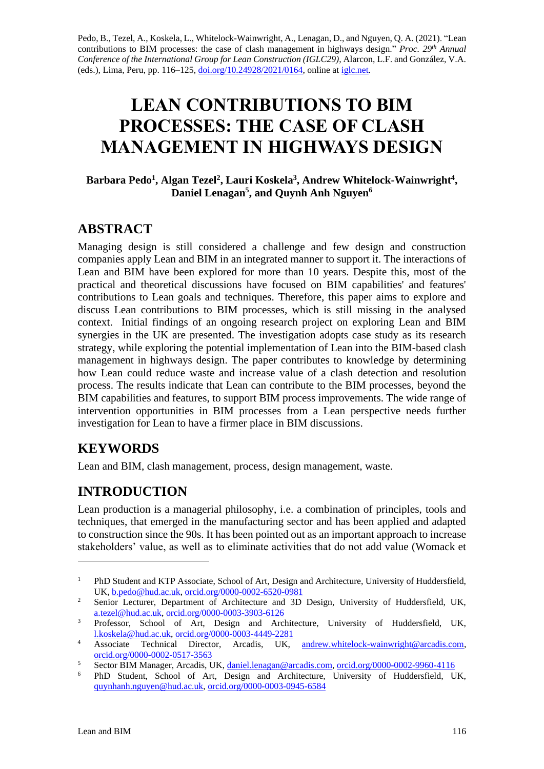Pedo, B., Tezel, A., Koskela, L., Whitelock-Wainwright, A., Lenagan, D., and Nguyen, Q. A. (2021). "Lean contributions to BIM processes: the case of clash management in highways design." *Proc. 29th Annual Conference of the International Group for Lean Construction (IGLC29),* Alarcon, L.F. and González, V.A. (eds.), Lima, Peru, pp. 116–125, doi.org/10.24928/2021/0164, online at iglc.net.

# LEAN CONTRIBUTIONS TO BIM PROCESSES: THE CASE OF CLASH MANAGEMENT IN HIGHWAYS DESIGN

**Barbara Pedo[1], Algan Tezel[2], Lauri Koskela[3], Andrew Whitelock-Wainwright[4], Daniel Lenagan[5], and Quynh Anh Nguyen[6]**

## ABSTRACT

Managing design is still considered a challenge and few design and construction companies apply Lean and BIM in an integrated manner to support it. The interactions of Lean and BIM have been explored for more than 10 years. Despite this, most of the practical and theoretical discussions have focused on BIM capabilities' and features' contributions to Lean goals and techniques. Therefore, this paper aims to explore and discuss Lean contributions to BIM processes, which is still missing in the analysed context. Initial findings of an ongoing research project on exploring Lean and BIM synergies in the UK are presented. The investigation adopts case study as its research strategy, while exploring the potential implementation of Lean into the BIM-based clash management in highways design. The paper contributes to knowledge by determining how Lean could reduce waste and increase value of a clash detection and resolution process. The results indicate that Lean can contribute to the BIM processes, beyond the BIM capabilities and features, to support BIM process improvements. The wide range of intervention opportunities in BIM processes from a Lean perspective needs further investigation for Lean to have a firmer place in BIM discussions.

## KEYWORDS

Lean and BIM, clash management, process, design management, waste.

## INTRODUCTION

Lean production is a managerial philosophy, i.e. a combination of principles, tools and techniques, that emerged in the manufacturing sector and has been applied and adapted to construction since the 90s. It has been pointed out as an important approach to increase stakeholders' value, as well as to eliminate activities that do not add value (Womack et

---

[1] PhD Student and KTP Associate, School of Art, Design and Architecture, University of Huddersfield, UK, b.pedo@hud.ac.uk, orcid.org/0000-0002-6520-0981

[2] Senior Lecturer, Department of Architecture and 3D Design, University of Huddersfield, UK, a.tezel@hud.ac.uk, orcid.org/0000-0003-3903-6126

[3] Professor, School of Art, Design and Architecture, University of Huddersfield, UK, l.koskela@hud.ac.uk, orcid.org/0000-0003-4449-2281

[4] Associate Technical Director, Arcadis, UK, andrew.whitelock-wainwright@arcadis.com, orcid.org/0000-0002-0517-3563

[5] Sector BIM Manager, Arcadis, UK, daniel.lenagan@arcadis.com, orcid.org/0000-0002-9960-4116

[6] PhD Student, School of Art, Design and Architecture, University of Huddersfield, UK, quynhanh.nguyen@hud.ac.uk, orcid.org/0000-0003-0945-6584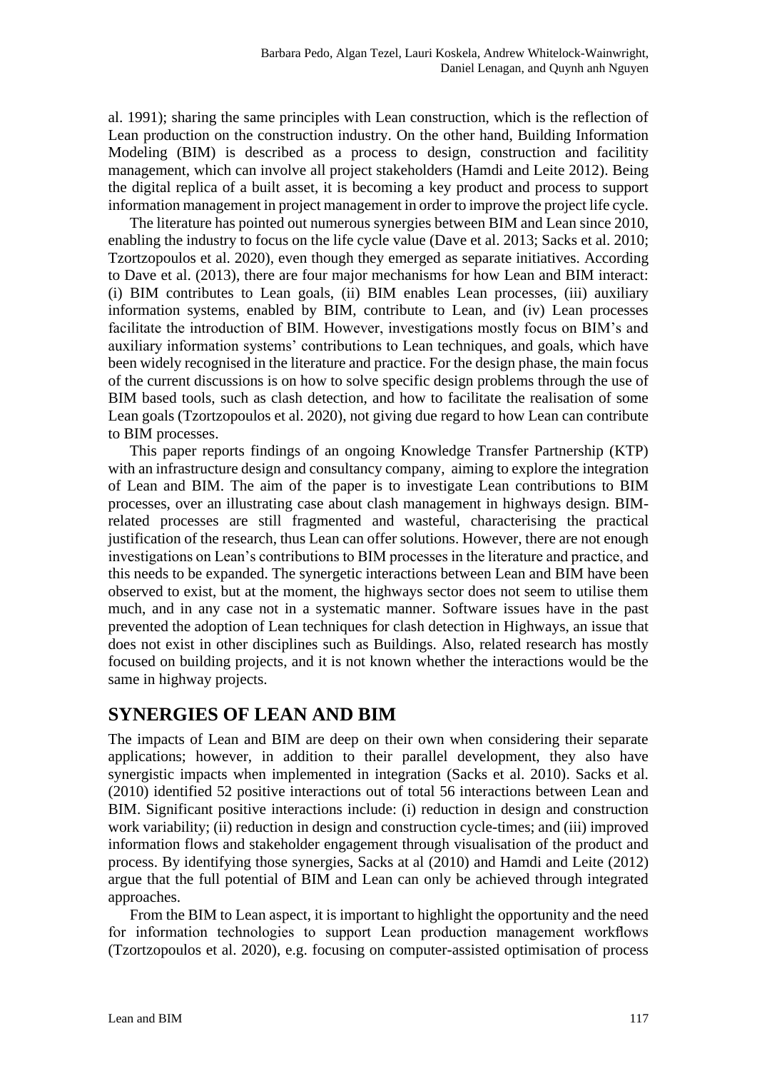al. 1991); sharing the same principles with Lean construction, which is the reflection of Lean production on the construction industry. On the other hand, Building Information Modeling (BIM) is described as a process to design, construction and facilitity management, which can involve all project stakeholders (Hamdi and Leite 2012). Being the digital replica of a built asset, it is becoming a key product and process to support information management in project management in order to improve the project life cycle.

The literature has pointed out numerous synergies between BIM and Lean since 2010, enabling the industry to focus on the life cycle value (Dave et al. 2013; Sacks et al. 2010; Tzortzopoulos et al. 2020), even though they emerged as separate initiatives. According to Dave et al. (2013), there are four major mechanisms for how Lean and BIM interact: (i) BIM contributes to Lean goals, (ii) BIM enables Lean processes, (iii) auxiliary information systems, enabled by BIM, contribute to Lean, and (iv) Lean processes facilitate the introduction of BIM. However, investigations mostly focus on BIM's and auxiliary information systems' contributions to Lean techniques, and goals, which have been widely recognised in the literature and practice. For the design phase, the main focus of the current discussions is on how to solve specific design problems through the use of BIM based tools, such as clash detection, and how to facilitate the realisation of some Lean goals (Tzortzopoulos et al. 2020), not giving due regard to how Lean can contribute to BIM processes.

This paper reports findings of an ongoing Knowledge Transfer Partnership (KTP) with an infrastructure design and consultancy company, aiming to explore the integration of Lean and BIM. The aim of the paper is to investigate Lean contributions to BIM processes, over an illustrating case about clash management in highways design. BIM-related processes are still fragmented and wasteful, characterising the practical justification of the research, thus Lean can offer solutions. However, there are not enough investigations on Lean's contributions to BIM processes in the literature and practice, and this needs to be expanded. The synergetic interactions between Lean and BIM have been observed to exist, but at the moment, the highways sector does not seem to utilise them much, and in any case not in a systematic manner. Software issues have in the past prevented the adoption of Lean techniques for clash detection in Highways, an issue that does not exist in other disciplines such as Buildings. Also, related research has mostly focused on building projects, and it is not known whether the interactions would be the same in highway projects.

## SYNERGIES OF LEAN AND BIM

The impacts of Lean and BIM are deep on their own when considering their separate applications; however, in addition to their parallel development, they also have synergistic impacts when implemented in integration (Sacks et al. 2010). Sacks et al. (2010) identified 52 positive interactions out of total 56 interactions between Lean and BIM. Significant positive interactions include: (i) reduction in design and construction work variability; (ii) reduction in design and construction cycle-times; and (iii) improved information flows and stakeholder engagement through visualisation of the product and process. By identifying those synergies, Sacks at al (2010) and Hamdi and Leite (2012) argue that the full potential of BIM and Lean can only be achieved through integrated approaches.

From the BIM to Lean aspect, it is important to highlight the opportunity and the need for information technologies to support Lean production management workflows (Tzortzopoulos et al. 2020), e.g. focusing on computer-assisted optimisation of process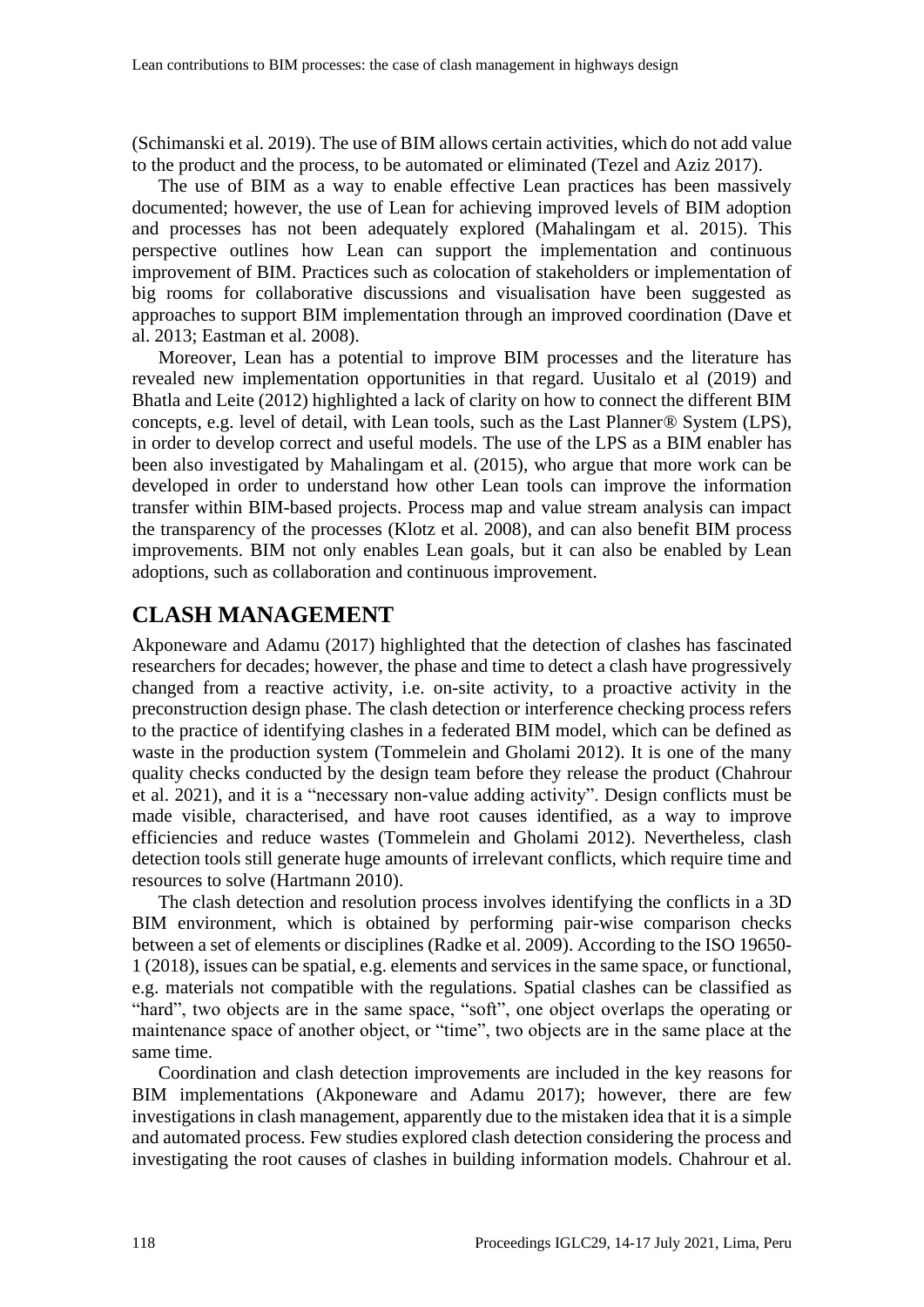(Schimanski et al. 2019). The use of BIM allows certain activities, which do not add value to the product and the process, to be automated or eliminated (Tezel and Aziz 2017).

The use of BIM as a way to enable effective Lean practices has been massively documented; however, the use of Lean for achieving improved levels of BIM adoption and processes has not been adequately explored (Mahalingam et al. 2015). This perspective outlines how Lean can support the implementation and continuous improvement of BIM. Practices such as colocation of stakeholders or implementation of big rooms for collaborative discussions and visualisation have been suggested as approaches to support BIM implementation through an improved coordination (Dave et al. 2013; Eastman et al. 2008).

Moreover, Lean has a potential to improve BIM processes and the literature has revealed new implementation opportunities in that regard. Uusitalo et al (2019) and Bhatla and Leite (2012) highlighted a lack of clarity on how to connect the different BIM concepts, e.g. level of detail, with Lean tools, such as the Last Planner® System (LPS), in order to develop correct and useful models. The use of the LPS as a BIM enabler has been also investigated by Mahalingam et al. (2015), who argue that more work can be developed in order to understand how other Lean tools can improve the information transfer within BIM-based projects. Process map and value stream analysis can impact the transparency of the processes (Klotz et al. 2008), and can also benefit BIM process improvements. BIM not only enables Lean goals, but it can also be enabled by Lean adoptions, such as collaboration and continuous improvement.

## CLASH MANAGEMENT

Akponeware and Adamu (2017) highlighted that the detection of clashes has fascinated researchers for decades; however, the phase and time to detect a clash have progressively changed from a reactive activity, i.e. on-site activity, to a proactive activity in the preconstruction design phase. The clash detection or interference checking process refers to the practice of identifying clashes in a federated BIM model, which can be defined as waste in the production system (Tommelein and Gholami 2012). It is one of the many quality checks conducted by the design team before they release the product (Chahrour et al. 2021), and it is a "necessary non-value adding activity". Design conflicts must be made visible, characterised, and have root causes identified, as a way to improve efficiencies and reduce wastes (Tommelein and Gholami 2012). Nevertheless, clash detection tools still generate huge amounts of irrelevant conflicts, which require time and resources to solve (Hartmann 2010).

The clash detection and resolution process involves identifying the conflicts in a 3D BIM environment, which is obtained by performing pair-wise comparison checks between a set of elements or disciplines (Radke et al. 2009). According to the ISO 19650-1 (2018), issues can be spatial, e.g. elements and services in the same space, or functional, e.g. materials not compatible with the regulations. Spatial clashes can be classified as "hard", two objects are in the same space, "soft", one object overlaps the operating or maintenance space of another object, or "time", two objects are in the same place at the same time.

Coordination and clash detection improvements are included in the key reasons for BIM implementations (Akponeware and Adamu 2017); however, there are few investigations in clash management, apparently due to the mistaken idea that it is a simple and automated process. Few studies explored clash detection considering the process and investigating the root causes of clashes in building information models. Chahrour et al.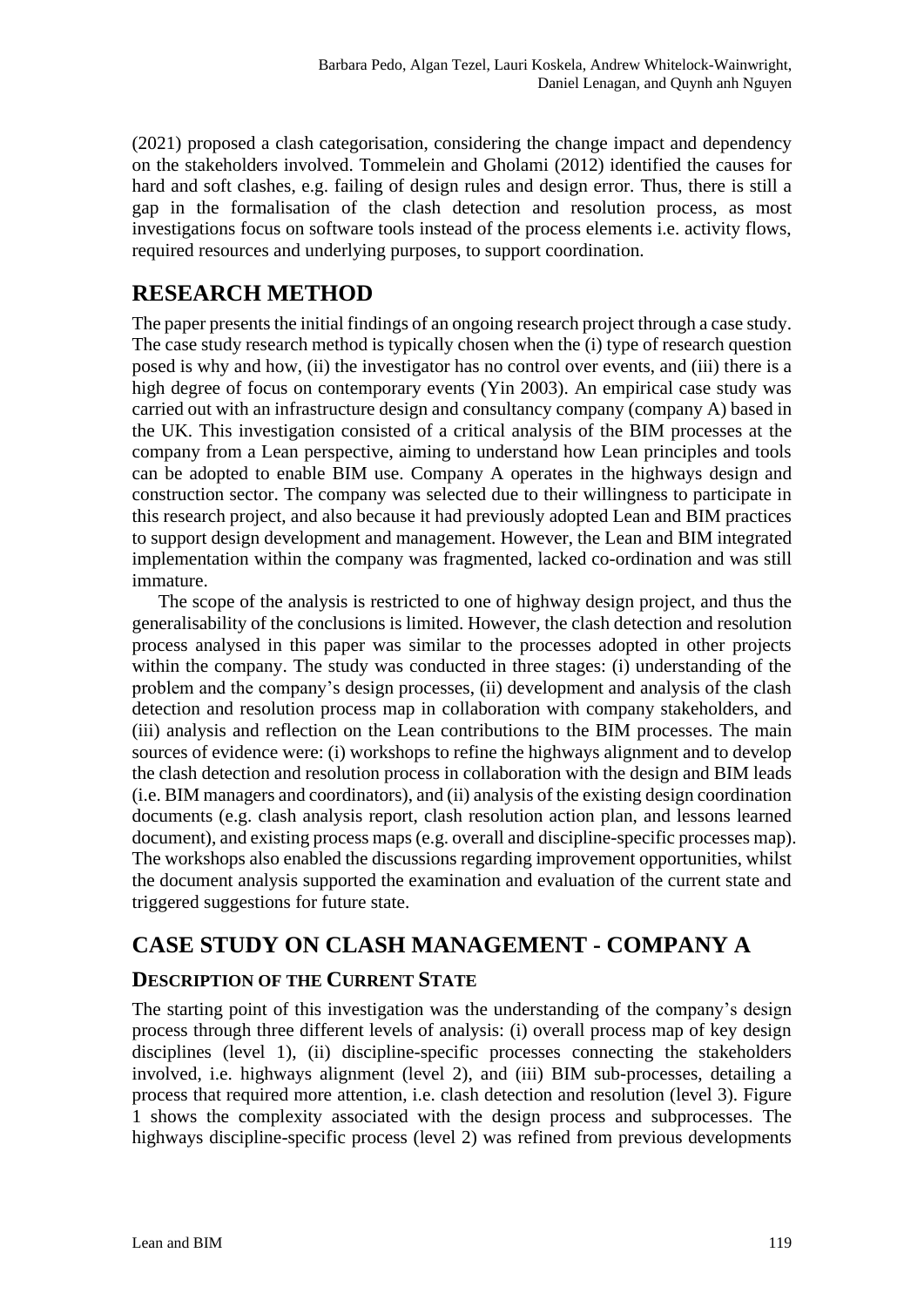(2021) proposed a clash categorisation, considering the change impact and dependency on the stakeholders involved. Tommelein and Gholami (2012) identified the causes for hard and soft clashes, e.g. failing of design rules and design error. Thus, there is still a gap in the formalisation of the clash detection and resolution process, as most investigations focus on software tools instead of the process elements i.e. activity flows, required resources and underlying purposes, to support coordination.

## RESEARCH METHOD

The paper presents the initial findings of an ongoing research project through a case study. The case study research method is typically chosen when the (i) type of research question posed is why and how, (ii) the investigator has no control over events, and (iii) there is a high degree of focus on contemporary events (Yin 2003). An empirical case study was carried out with an infrastructure design and consultancy company (company A) based in the UK. This investigation consisted of a critical analysis of the BIM processes at the company from a Lean perspective, aiming to understand how Lean principles and tools can be adopted to enable BIM use. Company A operates in the highways design and construction sector. The company was selected due to their willingness to participate in this research project, and also because it had previously adopted Lean and BIM practices to support design development and management. However, the Lean and BIM integrated implementation within the company was fragmented, lacked co-ordination and was still immature.

The scope of the analysis is restricted to one of highway design project, and thus the generalisability of the conclusions is limited. However, the clash detection and resolution process analysed in this paper was similar to the processes adopted in other projects within the company. The study was conducted in three stages: (i) understanding of the problem and the company's design processes, (ii) development and analysis of the clash detection and resolution process map in collaboration with company stakeholders, and (iii) analysis and reflection on the Lean contributions to the BIM processes. The main sources of evidence were: (i) workshops to refine the highways alignment and to develop the clash detection and resolution process in collaboration with the design and BIM leads (i.e. BIM managers and coordinators), and (ii) analysis of the existing design coordination documents (e.g. clash analysis report, clash resolution action plan, and lessons learned document), and existing process maps (e.g. overall and discipline-specific processes map). The workshops also enabled the discussions regarding improvement opportunities, whilst the document analysis supported the examination and evaluation of the current state and triggered suggestions for future state.

## CASE STUDY ON CLASH MANAGEMENT - COMPANY A

### DESCRIPTION OF THE CURRENT STATE

The starting point of this investigation was the understanding of the company's design process through three different levels of analysis: (i) overall process map of key design disciplines (level 1), (ii) discipline-specific processes connecting the stakeholders involved, i.e. highways alignment (level 2), and (iii) BIM sub-processes, detailing a process that required more attention, i.e. clash detection and resolution (level 3). Figure 1 shows the complexity associated with the design process and subprocesses. The highways discipline-specific process (level 2) was refined from previous developments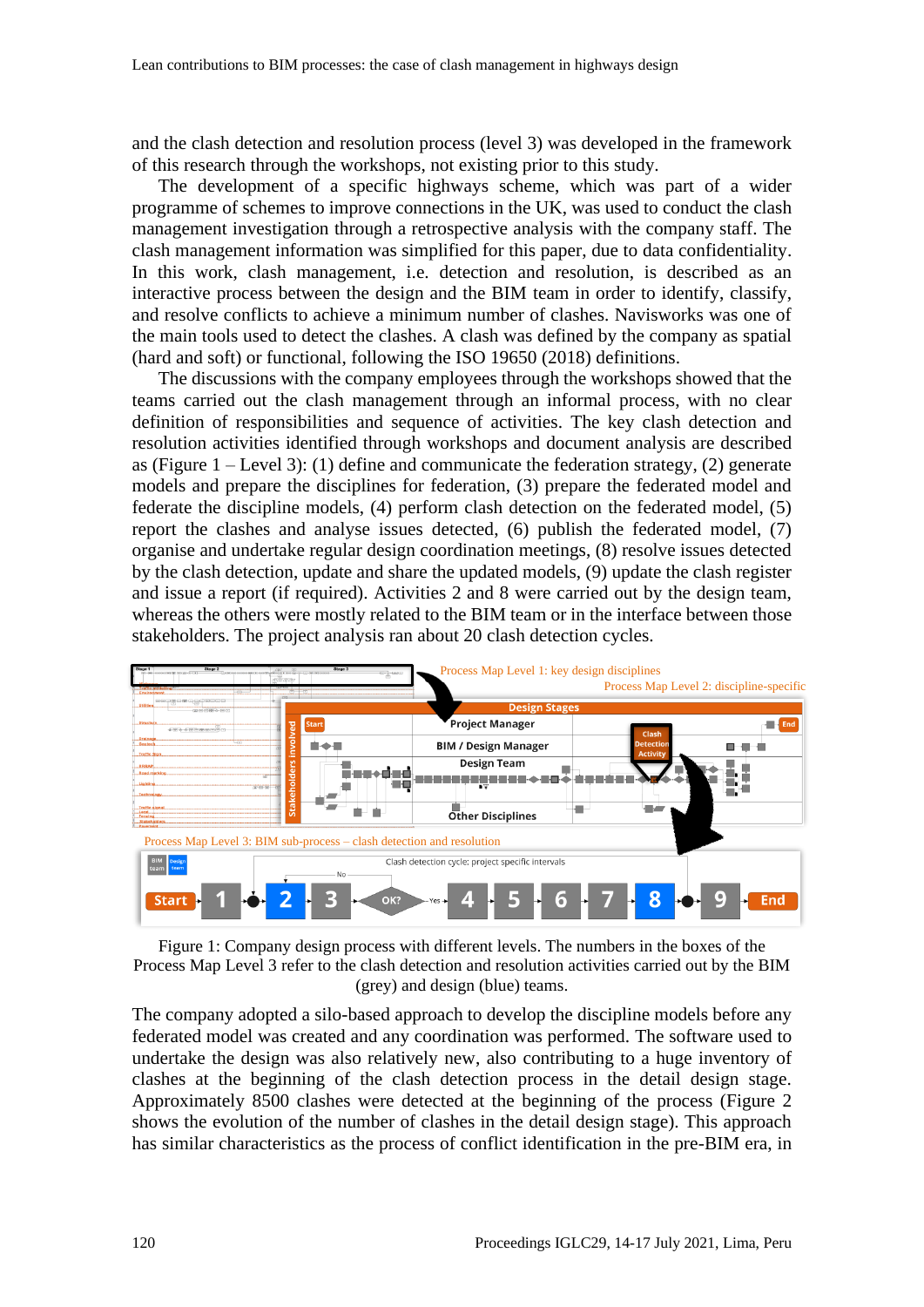and the clash detection and resolution process (level 3) was developed in the framework of this research through the workshops, not existing prior to this study.

The development of a specific highways scheme, which was part of a wider programme of schemes to improve connections in the UK, was used to conduct the clash management investigation through a retrospective analysis with the company staff. The clash management information was simplified for this paper, due to data confidentiality. In this work, clash management, i.e. detection and resolution, is described as an interactive process between the design and the BIM team in order to identify, classify, and resolve conflicts to achieve a minimum number of clashes. Navisworks was one of the main tools used to detect the clashes. A clash was defined by the company as spatial (hard and soft) or functional, following the ISO 19650 (2018) definitions.

The discussions with the company employees through the workshops showed that the teams carried out the clash management through an informal process, with no clear definition of responsibilities and sequence of activities. The key clash detection and resolution activities identified through workshops and document analysis are described as (Figure 1 – Level 3): (1) define and communicate the federation strategy, (2) generate models and prepare the disciplines for federation, (3) prepare the federated model and federate the discipline models, (4) perform clash detection on the federated model, (5) report the clashes and analyse issues detected, (6) publish the federated model, (7) organise and undertake regular design coordination meetings, (8) resolve issues detected by the clash detection, update and share the updated models, (9) update the clash register and issue a report (if required). Activities 2 and 8 were carried out by the design team, whereas the others were mostly related to the BIM team or in the interface between those stakeholders. The project analysis ran about 20 clash detection cycles.

Figure 1: Company design process with different levels. The numbers in the boxes of the Process Map Level 3 refer to the clash detection and resolution activities carried out by the BIM (grey) and design (blue) teams.

The company adopted a silo-based approach to develop the discipline models before any federated model was created and any coordination was performed. The software used to undertake the design was also relatively new, also contributing to a huge inventory of clashes at the beginning of the clash detection process in the detail design stage. Approximately 8500 clashes were detected at the beginning of the process (Figure 2 shows the evolution of the number of clashes in the detail design stage). This approach has similar characteristics as the process of conflict identification in the pre-BIM era, in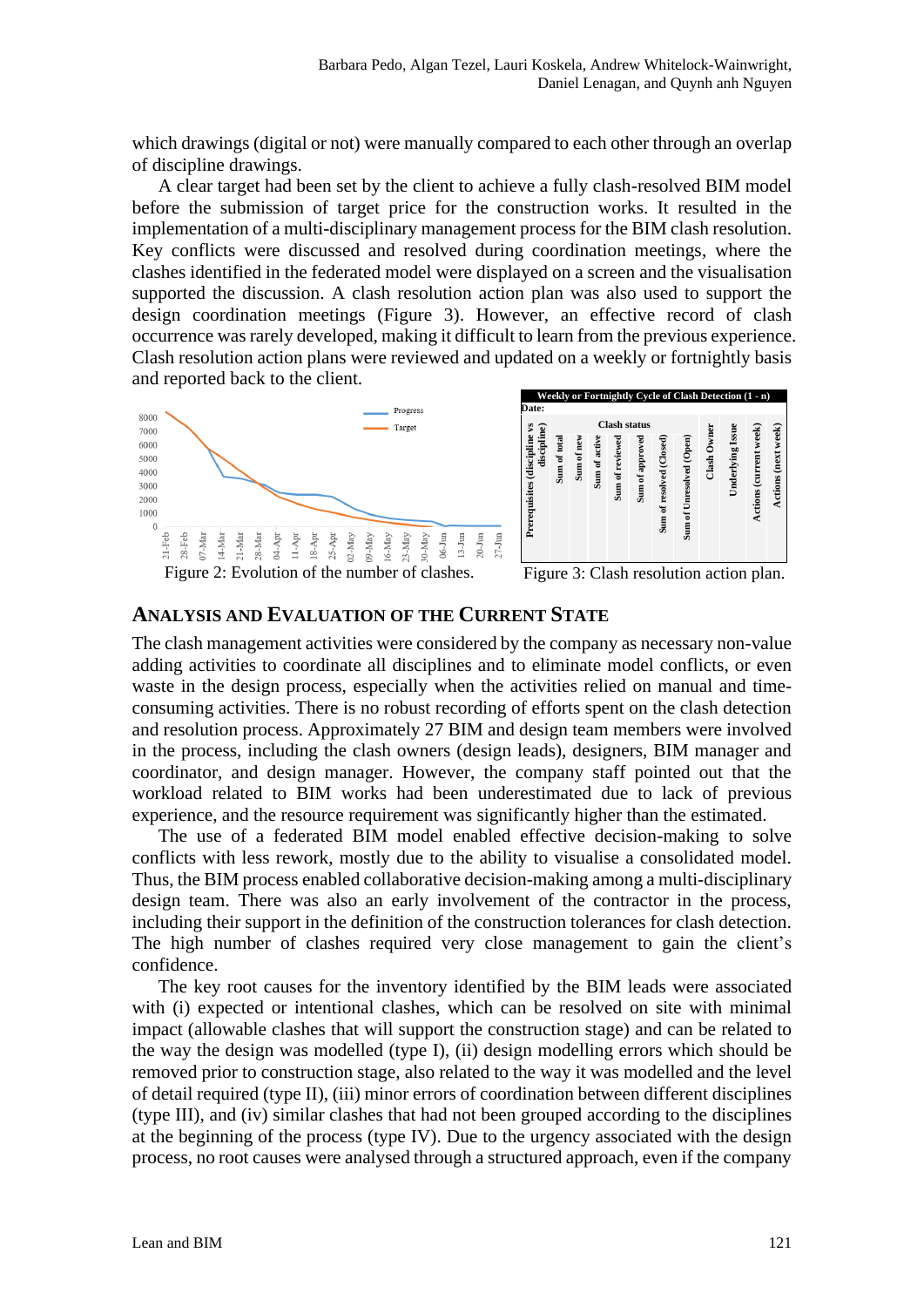which drawings (digital or not) were manually compared to each other through an overlap of discipline drawings.

A clear target had been set by the client to achieve a fully clash-resolved BIM model before the submission of target price for the construction works. It resulted in the implementation of a multi-disciplinary management process for the BIM clash resolution. Key conflicts were discussed and resolved during coordination meetings, where the clashes identified in the federated model were displayed on a screen and the visualisation supported the discussion. A clash resolution action plan was also used to support the design coordination meetings (Figure 3). However, an effective record of clash occurrence was rarely developed, making it difficult to learn from the previous experience. Clash resolution action plans were reviewed and updated on a weekly or fortnightly basis and reported back to the client.

Figure 2: Evolution of the number of clashes.

| Weekly or Fortnightly Cycle of Clash Detection (1 - n) | | | | | | | | | | | | |
|---|---|---|---|---|---|---|---|---|---|---|---|---|
| Date: | | | | | | | | | | | | |
| | Clash status | | | | | | | | | | | |
| Prerequisites (discipline vs discipline) | Sum of total | Sum of new | Sum of active | Sum of reviewed | Sum of approved | Sum of resolved (Closed) | Sum of Unresolved (Open) | Clash Owner | Underlying Issue | Actions (current week) | Actions (next week) |

Figure 3: Clash resolution action plan.

## Analysis and Evaluation of the Current State

The clash management activities were considered by the company as necessary non-value adding activities to coordinate all disciplines and to eliminate model conflicts, or even waste in the design process, especially when the activities relied on manual and time-consuming activities. There is no robust recording of efforts spent on the clash detection and resolution process. Approximately 27 BIM and design team members were involved in the process, including the clash owners (design leads), designers, BIM manager and coordinator, and design manager. However, the company staff pointed out that the workload related to BIM works had been underestimated due to lack of previous experience, and the resource requirement was significantly higher than the estimated.

The use of a federated BIM model enabled effective decision-making to solve conflicts with less rework, mostly due to the ability to visualise a consolidated model. Thus, the BIM process enabled collaborative decision-making among a multi-disciplinary design team. There was also an early involvement of the contractor in the process, including their support in the definition of the construction tolerances for clash detection. The high number of clashes required very close management to gain the client's confidence.

The key root causes for the inventory identified by the BIM leads were associated with (i) expected or intentional clashes, which can be resolved on site with minimal impact (allowable clashes that will support the construction stage) and can be related to the way the design was modelled (type I), (ii) design modelling errors which should be removed prior to construction stage, also related to the way it was modelled and the level of detail required (type II), (iii) minor errors of coordination between different disciplines (type III), and (iv) similar clashes that had not been grouped according to the disciplines at the beginning of the process (type IV). Due to the urgency associated with the design process, no root causes were analysed through a structured approach, even if the company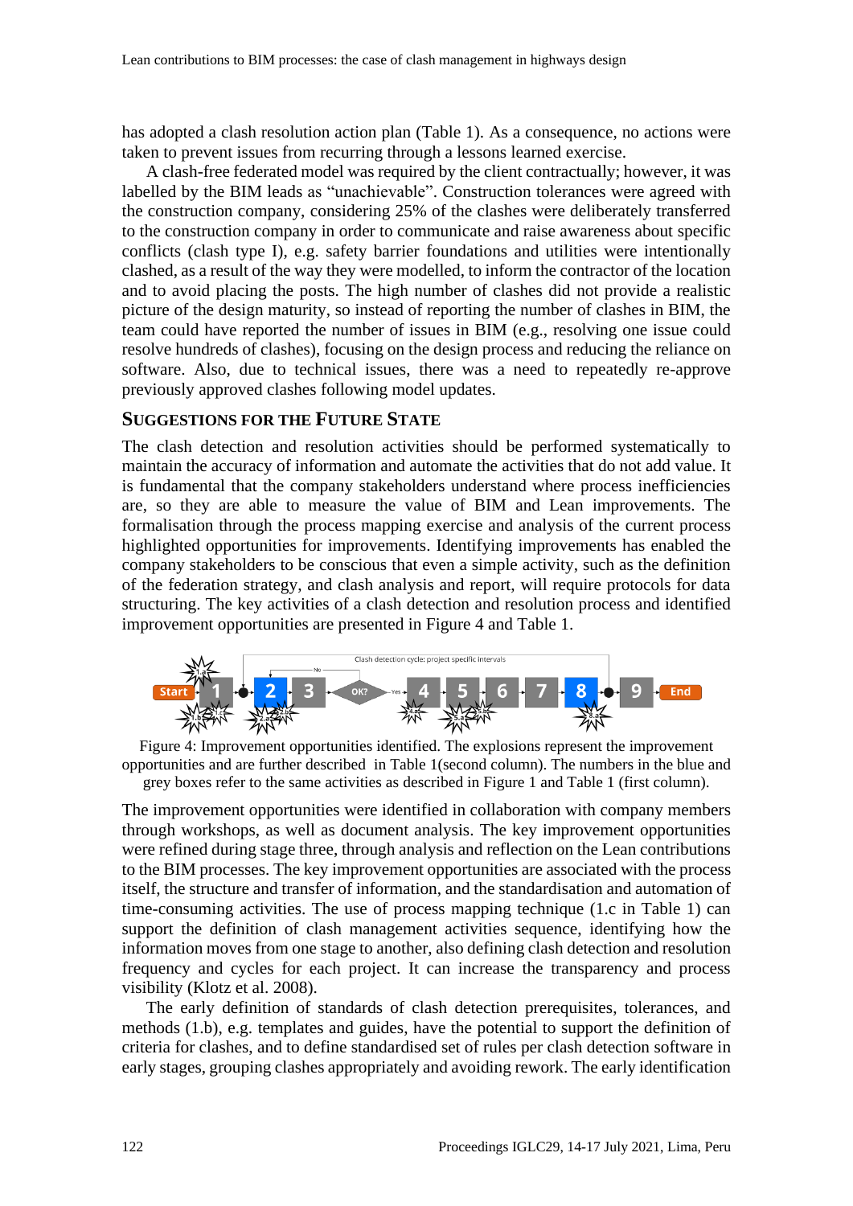has adopted a clash resolution action plan (Table 1). As a consequence, no actions were taken to prevent issues from recurring through a lessons learned exercise.

A clash-free federated model was required by the client contractually; however, it was labelled by the BIM leads as "unachievable". Construction tolerances were agreed with the construction company, considering 25% of the clashes were deliberately transferred to the construction company in order to communicate and raise awareness about specific conflicts (clash type I), e.g. safety barrier foundations and utilities were intentionally clashed, as a result of the way they were modelled, to inform the contractor of the location and to avoid placing the posts. The high number of clashes did not provide a realistic picture of the design maturity, so instead of reporting the number of clashes in BIM, the team could have reported the number of issues in BIM (e.g., resolving one issue could resolve hundreds of clashes), focusing on the design process and reducing the reliance on software. Also, due to technical issues, there was a need to repeatedly re-approve previously approved clashes following model updates.

## SUGGESTIONS FOR THE FUTURE STATE

The clash detection and resolution activities should be performed systematically to maintain the accuracy of information and automate the activities that do not add value. It is fundamental that the company stakeholders understand where process inefficiencies are, so they are able to measure the value of BIM and Lean improvements. The formalisation through the process mapping exercise and analysis of the current process highlighted opportunities for improvements. Identifying improvements has enabled the company stakeholders to be conscious that even a simple activity, such as the definition of the federation strategy, and clash analysis and report, will require protocols for data structuring. The key activities of a clash detection and resolution process and identified improvement opportunities are presented in Figure 4 and Table 1.

Figure 4: Improvement opportunities identified. The explosions represent the improvement opportunities and are further described in Table 1(second column). The numbers in the blue and grey boxes refer to the same activities as described in Figure 1 and Table 1 (first column).

The improvement opportunities were identified in collaboration with company members through workshops, as well as document analysis. The key improvement opportunities were refined during stage three, through analysis and reflection on the Lean contributions to the BIM processes. The key improvement opportunities are associated with the process itself, the structure and transfer of information, and the standardisation and automation of time-consuming activities. The use of process mapping technique (1.c in Table 1) can support the definition of clash management activities sequence, identifying how the information moves from one stage to another, also defining clash detection and resolution frequency and cycles for each project. It can increase the transparency and process visibility (Klotz et al. 2008).

The early definition of standards of clash detection prerequisites, tolerances, and methods (1.b), e.g. templates and guides, have the potential to support the definition of criteria for clashes, and to define standardised set of rules per clash detection software in early stages, grouping clashes appropriately and avoiding rework. The early identification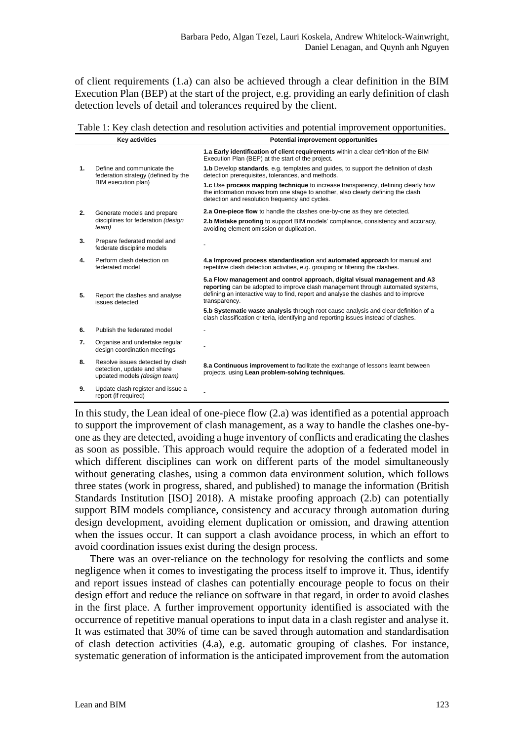of client requirements (1.a) can also be achieved through a clear definition in the BIM Execution Plan (BEP) at the start of the project, e.g. providing an early definition of clash detection levels of detail and tolerances required by the client.

Table 1: Key clash detection and resolution activities and potential improvement opportunities.

| | Key activities | Potential improvement opportunities |
|---|---|---|
| 1. | Define and communicate the federation strategy (defined by the BIM execution plan) | **1.a Early identification of client requirements** within a clear definition of the BIM Execution Plan (BEP) at the start of the project.<br>**1.b** Develop **standards**, e.g. templates and guides, to support the definition of clash detection prerequisites, tolerances, and methods.<br>**1.c** Use **process mapping technique** to increase transparency, defining clearly how the information moves from one stage to another, also clearly defining the clash detection and resolution frequency and cycles. |
| 2. | Generate models and prepare disciplines for federation *(design team)* | **2.a One-piece flow** to handle the clashes one-by-one as they are detected.<br>**2.b Mistake proofing** to support BIM models' compliance, consistency and accuracy, avoiding element omission or duplication. |
| 3. | Prepare federated model and federate discipline models | - |
| 4. | Perform clash detection on federated model | **4.a Improved process standardisation** and **automated approach** for manual and repetitive clash detection activities, e.g. grouping or filtering the clashes. |
| 5. | Report the clashes and analyse issues detected | **5.a Flow management and control approach, digital visual management and A3 reporting** can be adopted to improve clash management through automated systems, defining an interactive way to find, report and analyse the clashes and to improve transparency.<br>**5.b Systematic waste analysis** through root cause analysis and clear definition of a clash classification criteria, identifying and reporting issues instead of clashes. |
| 6. | Publish the federated model | - |
| 7. | Organise and undertake regular design coordination meetings | - |
| 8. | Resolve issues detected by clash detection, update and share updated models *(design team)* | **8.a Continuous improvement** to facilitate the exchange of lessons learnt between projects, using **Lean problem-solving techniques.** |
| 9. | Update clash register and issue a report (if required) | - |

In this study, the Lean ideal of one-piece flow (2.a) was identified as a potential approach to support the improvement of clash management, as a way to handle the clashes one-by-one as they are detected, avoiding a huge inventory of conflicts and eradicating the clashes as soon as possible. This approach would require the adoption of a federated model in which different disciplines can work on different parts of the model simultaneously without generating clashes, using a common data environment solution, which follows three states (work in progress, shared, and published) to manage the information (British Standards Institution [ISO] 2018). A mistake proofing approach (2.b) can potentially support BIM models compliance, consistency and accuracy through automation during design development, avoiding element duplication or omission, and drawing attention when the issues occur. It can support a clash avoidance process, in which an effort to avoid coordination issues exist during the design process.

There was an over-reliance on the technology for resolving the conflicts and some negligence when it comes to investigating the process itself to improve it. Thus, identify and report issues instead of clashes can potentially encourage people to focus on their design effort and reduce the reliance on software in that regard, in order to avoid clashes in the first place. A further improvement opportunity identified is associated with the occurrence of repetitive manual operations to input data in a clash register and analyse it. It was estimated that 30% of time can be saved through automation and standardisation of clash detection activities (4.a), e.g. automatic grouping of clashes. For instance, systematic generation of information is the anticipated improvement from the automation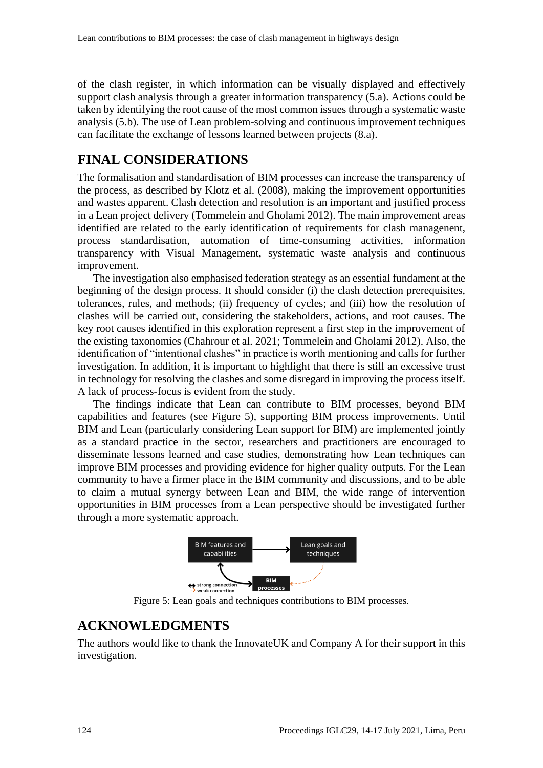of the clash register, in which information can be visually displayed and effectively support clash analysis through a greater information transparency (5.a). Actions could be taken by identifying the root cause of the most common issues through a systematic waste analysis (5.b). The use of Lean problem-solving and continuous improvement techniques can facilitate the exchange of lessons learned between projects (8.a).

## FINAL CONSIDERATIONS

The formalisation and standardisation of BIM processes can increase the transparency of the process, as described by Klotz et al. (2008), making the improvement opportunities and wastes apparent. Clash detection and resolution is an important and justified process in a Lean project delivery (Tommelein and Gholami 2012). The main improvement areas identified are related to the early identification of requirements for clash managenent, process standardisation, automation of time-consuming activities, information transparency with Visual Management, systematic waste analysis and continuous improvement.

The investigation also emphasised federation strategy as an essential fundament at the beginning of the design process. It should consider (i) the clash detection prerequisites, tolerances, rules, and methods; (ii) frequency of cycles; and (iii) how the resolution of clashes will be carried out, considering the stakeholders, actions, and root causes. The key root causes identified in this exploration represent a first step in the improvement of the existing taxonomies (Chahrour et al. 2021; Tommelein and Gholami 2012). Also, the identification of "intentional clashes" in practice is worth mentioning and calls for further investigation. In addition, it is important to highlight that there is still an excessive trust in technology for resolving the clashes and some disregard in improving the process itself. A lack of process-focus is evident from the study.

The findings indicate that Lean can contribute to BIM processes, beyond BIM capabilities and features (see Figure 5), supporting BIM process improvements. Until BIM and Lean (particularly considering Lean support for BIM) are implemented jointly as a standard practice in the sector, researchers and practitioners are encouraged to disseminate lessons learned and case studies, demonstrating how Lean techniques can improve BIM processes and providing evidence for higher quality outputs. For the Lean community to have a firmer place in the BIM community and discussions, and to be able to claim a mutual synergy between Lean and BIM, the wide range of intervention opportunities in BIM processes from a Lean perspective should be investigated further through a more systematic approach.

BIM features and capabilities → Lean goals and techniques

BIM processes

↔ strong connection
⇢ weak connection

Figure 5: Lean goals and techniques contributions to BIM processes.

## ACKNOWLEDGMENTS

The authors would like to thank the InnovateUK and Company A for their support in this investigation.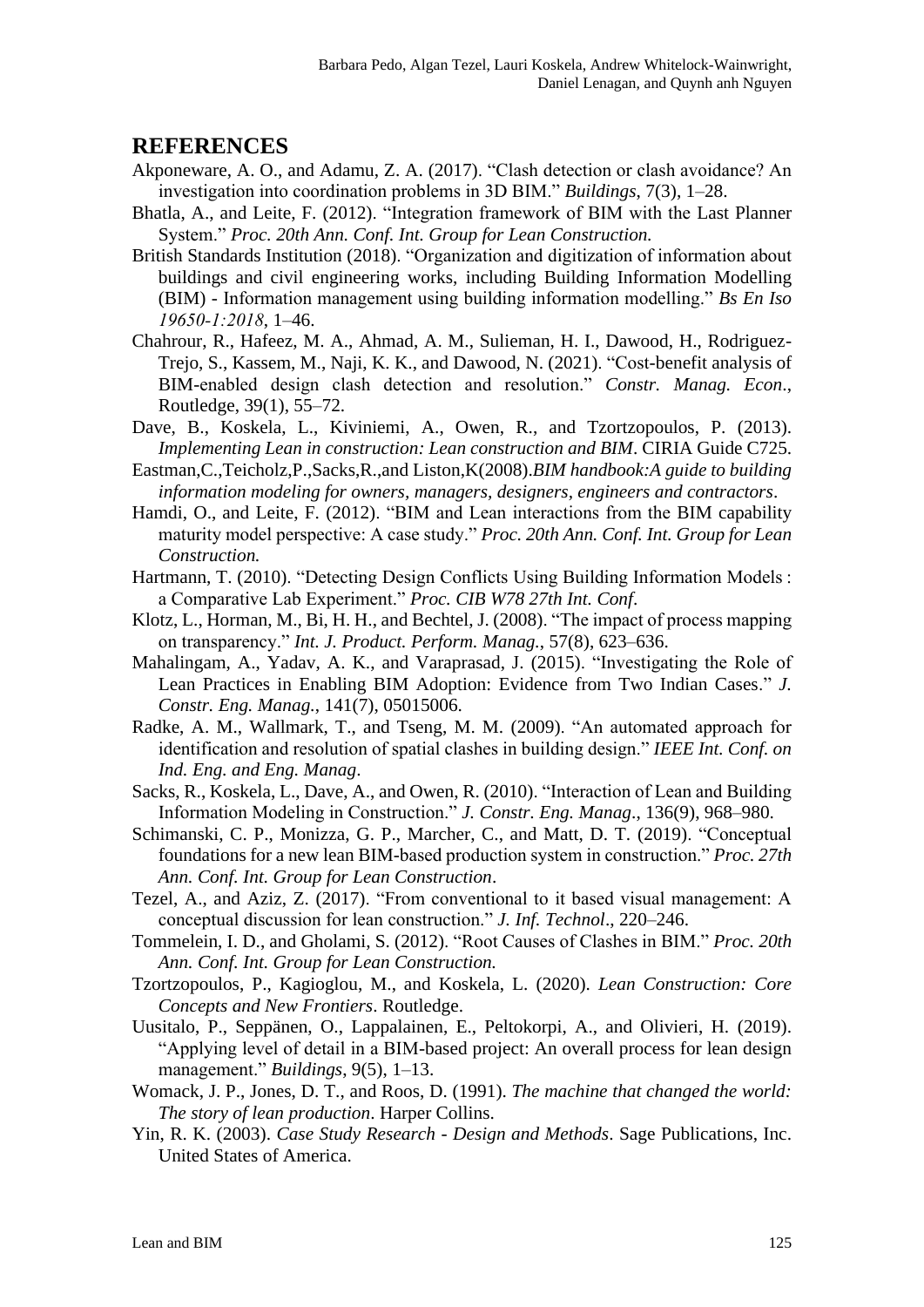## REFERENCES

Akponeware, A. O., and Adamu, Z. A. (2017). "Clash detection or clash avoidance? An investigation into coordination problems in 3D BIM." *Buildings*, 7(3), 1–28.

Bhatla, A., and Leite, F. (2012). "Integration framework of BIM with the Last Planner System." *Proc. 20th Ann. Conf. Int. Group for Lean Construction.*

British Standards Institution (2018). "Organization and digitization of information about buildings and civil engineering works, including Building Information Modelling (BIM) - Information management using building information modelling." *Bs En Iso 19650-1:2018*, 1–46.

Chahrour, R., Hafeez, M. A., Ahmad, A. M., Sulieman, H. I., Dawood, H., Rodriguez-Trejo, S., Kassem, M., Naji, K. K., and Dawood, N. (2021). "Cost-benefit analysis of BIM-enabled design clash detection and resolution." *Constr. Manag. Econ.*, Routledge, 39(1), 55–72.

Dave, B., Koskela, L., Kiviniemi, A., Owen, R., and Tzortzopoulos, P. (2013). *Implementing Lean in construction: Lean construction and BIM*. CIRIA Guide C725.

Eastman,C.,Teicholz,P.,Sacks,R.,and Liston,K(2008).*BIM handbook:A guide to building information modeling for owners, managers, designers, engineers and contractors*.

Hamdi, O., and Leite, F. (2012). "BIM and Lean interactions from the BIM capability maturity model perspective: A case study." *Proc. 20th Ann. Conf. Int. Group for Lean Construction.*

Hartmann, T. (2010). "Detecting Design Conflicts Using Building Information Models : a Comparative Lab Experiment." *Proc. CIB W78 27th Int. Conf.*

Klotz, L., Horman, M., Bi, H. H., and Bechtel, J. (2008). "The impact of process mapping on transparency." *Int. J. Product. Perform. Manag.*, 57(8), 623–636.

Mahalingam, A., Yadav, A. K., and Varaprasad, J. (2015). "Investigating the Role of Lean Practices in Enabling BIM Adoption: Evidence from Two Indian Cases." *J. Constr. Eng. Manag.*, 141(7), 05015006.

Radke, A. M., Wallmark, T., and Tseng, M. M. (2009). "An automated approach for identification and resolution of spatial clashes in building design." *IEEE Int. Conf. on Ind. Eng. and Eng. Manag*.

Sacks, R., Koskela, L., Dave, A., and Owen, R. (2010). "Interaction of Lean and Building Information Modeling in Construction." *J. Constr. Eng. Manag*., 136(9), 968–980.

Schimanski, C. P., Monizza, G. P., Marcher, C., and Matt, D. T. (2019). "Conceptual foundations for a new lean BIM-based production system in construction." *Proc. 27th Ann. Conf. Int. Group for Lean Construction*.

Tezel, A., and Aziz, Z. (2017). "From conventional to it based visual management: A conceptual discussion for lean construction." *J. Inf. Technol*., 220–246.

Tommelein, I. D., and Gholami, S. (2012). "Root Causes of Clashes in BIM." *Proc. 20th Ann. Conf. Int. Group for Lean Construction.*

Tzortzopoulos, P., Kagioglou, M., and Koskela, L. (2020). *Lean Construction: Core Concepts and New Frontiers*. Routledge.

Uusitalo, P., Seppänen, O., Lappalainen, E., Peltokorpi, A., and Olivieri, H. (2019). "Applying level of detail in a BIM-based project: An overall process for lean design management." *Buildings*, 9(5), 1–13.

Womack, J. P., Jones, D. T., and Roos, D. (1991). *The machine that changed the world: The story of lean production*. Harper Collins.

Yin, R. K. (2003). *Case Study Research - Design and Methods*. Sage Publications, Inc. United States of America.